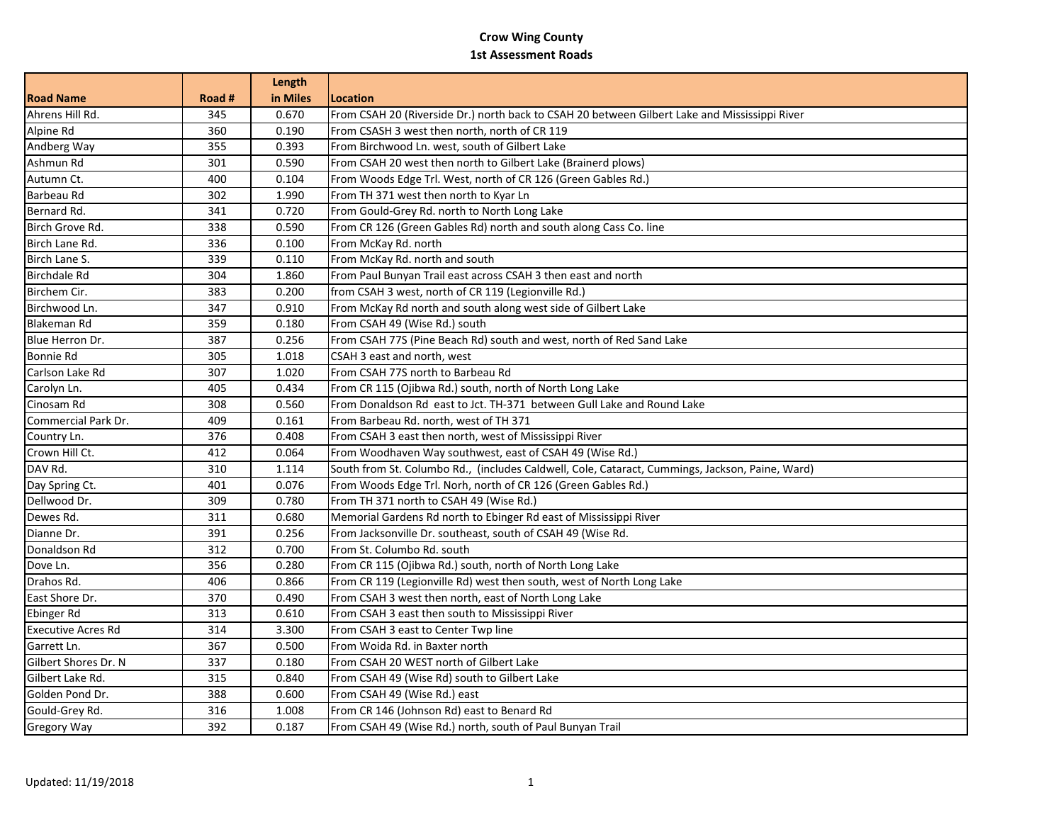# Crow Wing County

## 1st Assessment Roads

| Road Name | Road # | Length in Miles | Location |
|---|---|---|---|
| Ahrens Hill Rd. | 345 | 0.670 | From CSAH 20 (Riverside Dr.) north back to CSAH 20 between Gilbert Lake and Mississippi River |
| Alpine Rd | 360 | 0.190 | From CSASH 3 west then north, north of CR 119 |
| Andberg Way | 355 | 0.393 | From Birchwood Ln. west, south of Gilbert Lake |
| Ashmun Rd | 301 | 0.590 | From CSAH 20 west then north to Gilbert Lake (Brainerd plows) |
| Autumn Ct. | 400 | 0.104 | From Woods Edge Trl. West, north of CR 126 (Green Gables Rd.) |
| Barbeau Rd | 302 | 1.990 | From TH 371 west then north to Kyar Ln |
| Bernard Rd. | 341 | 0.720 | From Gould-Grey Rd. north to North Long Lake |
| Birch Grove Rd. | 338 | 0.590 | From CR 126 (Green Gables Rd) north and south along Cass Co. line |
| Birch Lane Rd. | 336 | 0.100 | From McKay Rd. north |
| Birch Lane S. | 339 | 0.110 | From McKay Rd. north and south |
| Birchdale Rd | 304 | 1.860 | From Paul Bunyan Trail east across CSAH 3 then east and north |
| Birchem Cir. | 383 | 0.200 | from CSAH 3 west, north of CR 119 (Legionville Rd.) |
| Birchwood Ln. | 347 | 0.910 | From McKay Rd north and south along west side of Gilbert Lake |
| Blakeman Rd | 359 | 0.180 | From CSAH 49 (Wise Rd.) south |
| Blue Herron Dr. | 387 | 0.256 | From CSAH 77S (Pine Beach Rd) south and west, north of Red Sand Lake |
| Bonnie Rd | 305 | 1.018 | CSAH 3 east and north, west |
| Carlson Lake Rd | 307 | 1.020 | From CSAH 77S north to Barbeau Rd |
| Carolyn Ln. | 405 | 0.434 | From CR 115 (Ojibwa Rd.) south, north of North Long Lake |
| Cinosam Rd | 308 | 0.560 | From Donaldson Rd east to Jct. TH-371 between Gull Lake and Round Lake |
| Commercial Park Dr. | 409 | 0.161 | From Barbeau Rd. north, west of TH 371 |
| Country Ln. | 376 | 0.408 | From CSAH 3 east then north, west of Mississippi River |
| Crown Hill Ct. | 412 | 0.064 | From Woodhaven Way southwest, east of CSAH 49 (Wise Rd.) |
| DAV Rd. | 310 | 1.114 | South from St. Columbo Rd., (includes Caldwell, Cole, Cataract, Cummings, Jackson, Paine, Ward) |
| Day Spring Ct. | 401 | 0.076 | From Woods Edge Trl. Norh, north of CR 126 (Green Gables Rd.) |
| Dellwood Dr. | 309 | 0.780 | From TH 371 north to CSAH 49 (Wise Rd.) |
| Dewes Rd. | 311 | 0.680 | Memorial Gardens Rd north to Ebinger Rd east of Mississippi River |
| Dianne Dr. | 391 | 0.256 | From Jacksonville Dr. southeast, south of CSAH 49 (Wise Rd. |
| Donaldson Rd | 312 | 0.700 | From St. Columbo Rd. south |
| Dove Ln. | 356 | 0.280 | From CR 115 (Ojibwa Rd.) south, north of North Long Lake |
| Drahos Rd. | 406 | 0.866 | From CR 119 (Legionville Rd) west then south, west of North Long Lake |
| East Shore Dr. | 370 | 0.490 | From CSAH 3 west then north, east of North Long Lake |
| Ebinger Rd | 313 | 0.610 | From CSAH 3 east then south to Mississippi River |
| Executive Acres Rd | 314 | 3.300 | From CSAH 3 east to Center Twp line |
| Garrett Ln. | 367 | 0.500 | From Woida Rd. in Baxter north |
| Gilbert Shores Dr. N | 337 | 0.180 | From CSAH 20 WEST north of Gilbert Lake |
| Gilbert Lake Rd. | 315 | 0.840 | From CSAH 49 (Wise Rd) south to Gilbert Lake |
| Golden Pond Dr. | 388 | 0.600 | From CSAH 49 (Wise Rd.) east |
| Gould-Grey Rd. | 316 | 1.008 | From CR 146 (Johnson Rd) east to Benard Rd |
| Gregory Way | 392 | 0.187 | From CSAH 49 (Wise Rd.) north, south of Paul Bunyan Trail |

Updated: 11/19/2018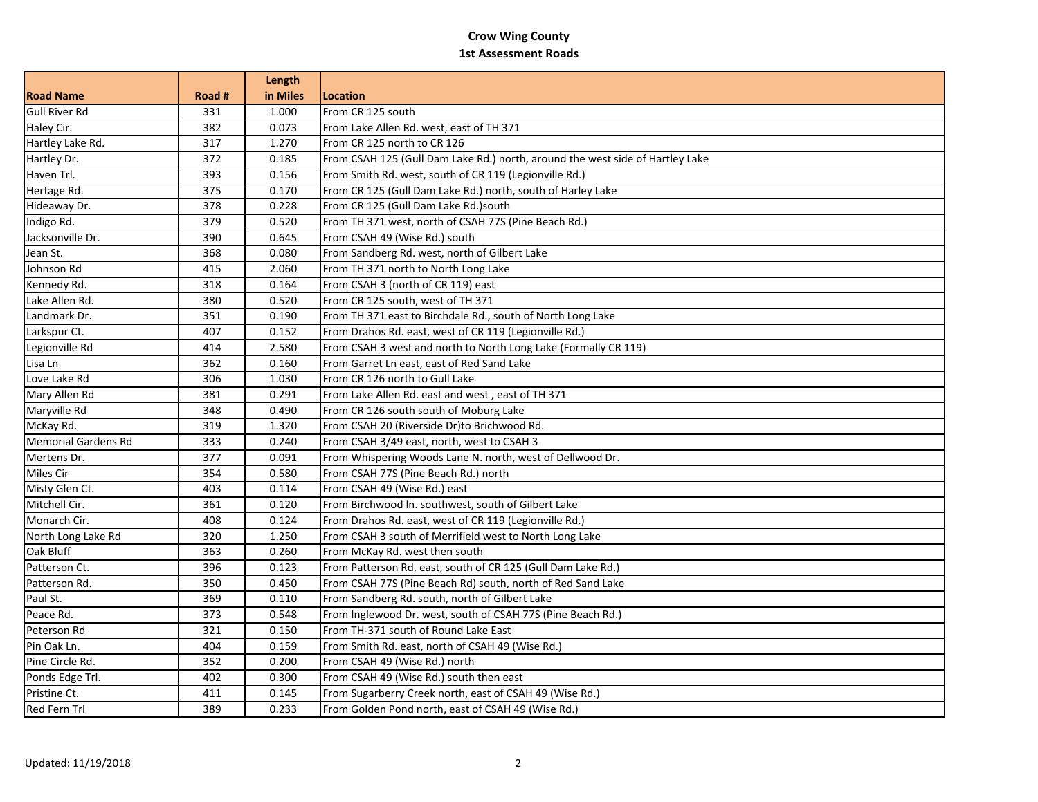# Crow Wing County

## 1st Assessment Roads

| Road Name | Road # | Length in Miles | Location |
|---|---|---|---|
| Gull River Rd | 331 | 1.000 | From CR 125 south |
| Haley Cir. | 382 | 0.073 | From Lake Allen Rd. west, east of TH 371 |
| Hartley Lake Rd. | 317 | 1.270 | From CR 125 north to CR 126 |
| Hartley Dr. | 372 | 0.185 | From CSAH 125 (Gull Dam Lake Rd.) north, around the west side of Hartley Lake |
| Haven Trl. | 393 | 0.156 | From Smith Rd. west, south of CR 119 (Legionville Rd.) |
| Hertage Rd. | 375 | 0.170 | From CR 125 (Gull Dam Lake Rd.) north, south of Harley Lake |
| Hideaway Dr. | 378 | 0.228 | From CR 125 (Gull Dam Lake Rd.)south |
| Indigo Rd. | 379 | 0.520 | From TH 371 west, north of CSAH 77S (Pine Beach Rd.) |
| Jacksonville Dr. | 390 | 0.645 | From CSAH 49 (Wise Rd.) south |
| Jean St. | 368 | 0.080 | From Sandberg Rd. west, north of Gilbert Lake |
| Johnson Rd | 415 | 2.060 | From TH 371 north to North Long Lake |
| Kennedy Rd. | 318 | 0.164 | From CSAH 3 (north of CR 119) east |
| Lake Allen Rd. | 380 | 0.520 | From CR 125 south, west of TH 371 |
| Landmark Dr. | 351 | 0.190 | From TH 371 east to Birchdale Rd., south of North Long Lake |
| Larkspur Ct. | 407 | 0.152 | From Drahos Rd. east, west of CR 119 (Legionville Rd.) |
| Legionville Rd | 414 | 2.580 | From CSAH 3 west and north to North Long Lake (Formally CR 119) |
| Lisa Ln | 362 | 0.160 | From Garret Ln east, east of Red Sand Lake |
| Love Lake Rd | 306 | 1.030 | From CR 126 north to Gull Lake |
| Mary Allen Rd | 381 | 0.291 | From Lake Allen Rd. east and west , east of TH 371 |
| Maryville Rd | 348 | 0.490 | From CR 126 south south of Moburg Lake |
| McKay Rd. | 319 | 1.320 | From CSAH 20 (Riverside Dr)to Brichwood Rd. |
| Memorial Gardens Rd | 333 | 0.240 | From CSAH 3/49 east, north, west to CSAH 3 |
| Mertens Dr. | 377 | 0.091 | From Whispering Woods Lane N. north, west of Dellwood Dr. |
| Miles Cir | 354 | 0.580 | From CSAH 77S (Pine Beach Rd.) north |
| Misty Glen Ct. | 403 | 0.114 | From CSAH 49 (Wise Rd.) east |
| Mitchell Cir. | 361 | 0.120 | From Birchwood ln. southwest, south of Gilbert Lake |
| Monarch Cir. | 408 | 0.124 | From Drahos Rd. east, west of CR 119 (Legionville Rd.) |
| North Long Lake Rd | 320 | 1.250 | From CSAH 3 south of Merrifield west to North Long Lake |
| Oak Bluff | 363 | 0.260 | From McKay Rd. west then south |
| Patterson Ct. | 396 | 0.123 | From Patterson Rd. east, south of CR 125 (Gull Dam Lake Rd.) |
| Patterson Rd. | 350 | 0.450 | From CSAH 77S (Pine Beach Rd) south, north of Red Sand Lake |
| Paul St. | 369 | 0.110 | From Sandberg Rd. south, north of Gilbert Lake |
| Peace Rd. | 373 | 0.548 | From Inglewood Dr. west, south of CSAH 77S (Pine Beach Rd.) |
| Peterson Rd | 321 | 0.150 | From TH-371 south of Round Lake East |
| Pin Oak Ln. | 404 | 0.159 | From Smith Rd. east, north of CSAH 49 (Wise Rd.) |
| Pine Circle Rd. | 352 | 0.200 | From CSAH 49 (Wise Rd.) north |
| Ponds Edge Trl. | 402 | 0.300 | From CSAH 49 (Wise Rd.) south then east |
| Pristine Ct. | 411 | 0.145 | From Sugarberry Creek north, east of CSAH 49 (Wise Rd.) |
| Red Fern Trl | 389 | 0.233 | From Golden Pond north, east of CSAH 49 (Wise Rd.) |

Updated: 11/19/2018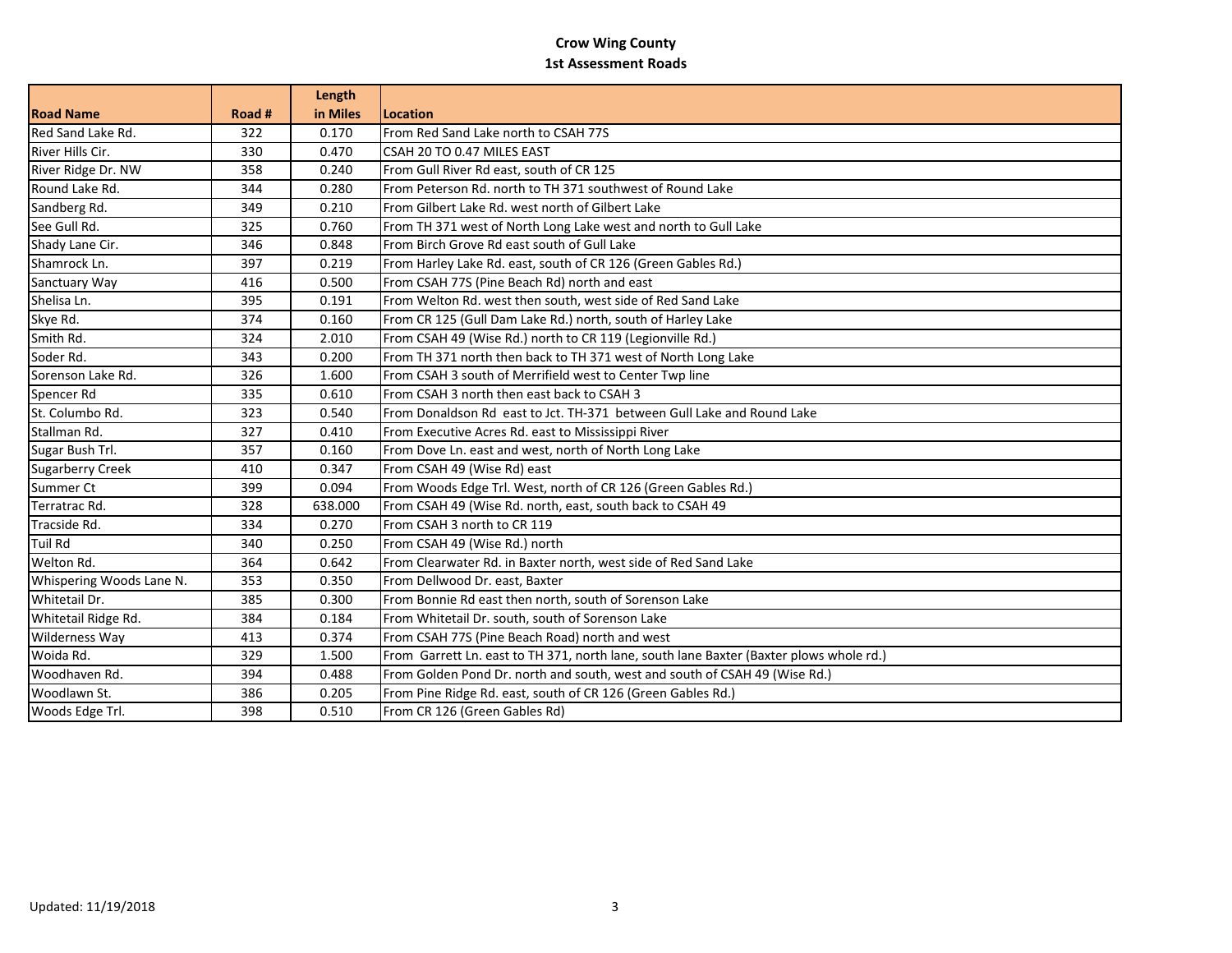## Crow Wing County
## 1st Assessment Roads

| Road Name | Road # | Length in Miles | Location |
|---|---|---|---|
| Red Sand Lake Rd. | 322 | 0.170 | From Red Sand Lake north to CSAH 77S |
| River Hills Cir. | 330 | 0.470 | CSAH 20 TO 0.47 MILES EAST |
| River Ridge Dr. NW | 358 | 0.240 | From Gull River Rd east, south of CR 125 |
| Round Lake Rd. | 344 | 0.280 | From Peterson Rd. north to TH 371 southwest of Round Lake |
| Sandberg Rd. | 349 | 0.210 | From Gilbert Lake Rd. west north of Gilbert Lake |
| See Gull Rd. | 325 | 0.760 | From TH 371 west of North Long Lake west and north to Gull Lake |
| Shady Lane Cir. | 346 | 0.848 | From Birch Grove Rd east south of Gull Lake |
| Shamrock Ln. | 397 | 0.219 | From Harley Lake Rd. east, south of CR 126 (Green Gables Rd.) |
| Sanctuary Way | 416 | 0.500 | From CSAH 77S (Pine Beach Rd) north and east |
| Shelisa Ln. | 395 | 0.191 | From Welton Rd. west then south, west side of Red Sand Lake |
| Skye Rd. | 374 | 0.160 | From CR 125 (Gull Dam Lake Rd.) north, south of Harley Lake |
| Smith Rd. | 324 | 2.010 | From CSAH 49 (Wise Rd.) north to CR 119 (Legionville Rd.) |
| Soder Rd. | 343 | 0.200 | From TH 371 north then back to TH 371 west of North Long Lake |
| Sorenson Lake Rd. | 326 | 1.600 | From CSAH 3 south of Merrifield west to Center Twp line |
| Spencer Rd | 335 | 0.610 | From CSAH 3 north then east back to CSAH 3 |
| St. Columbo Rd. | 323 | 0.540 | From Donaldson Rd east to Jct. TH-371 between Gull Lake and Round Lake |
| Stallman Rd. | 327 | 0.410 | From Executive Acres Rd. east to Mississippi River |
| Sugar Bush Trl. | 357 | 0.160 | From Dove Ln. east and west, north of North Long Lake |
| Sugarberry Creek | 410 | 0.347 | From CSAH 49 (Wise Rd) east |
| Summer Ct | 399 | 0.094 | From Woods Edge Trl. West, north of CR 126 (Green Gables Rd.) |
| Terratrac Rd. | 328 | 638.000 | From CSAH 49 (Wise Rd. north, east, south back to CSAH 49 |
| Tracside Rd. | 334 | 0.270 | From CSAH 3 north to CR 119 |
| Tuil Rd | 340 | 0.250 | From CSAH 49 (Wise Rd.) north |
| Welton Rd. | 364 | 0.642 | From Clearwater Rd. in Baxter north, west side of Red Sand Lake |
| Whispering Woods Lane N. | 353 | 0.350 | From Dellwood Dr. east, Baxter |
| Whitetail Dr. | 385 | 0.300 | From Bonnie Rd east then north, south of Sorenson Lake |
| Whitetail Ridge Rd. | 384 | 0.184 | From Whitetail Dr. south, south of Sorenson Lake |
| Wilderness Way | 413 | 0.374 | From CSAH 77S (Pine Beach Road) north and west |
| Woida Rd. | 329 | 1.500 | From Garrett Ln. east to TH 371, north lane, south lane Baxter (Baxter plows whole rd.) |
| Woodhaven Rd. | 394 | 0.488 | From Golden Pond Dr. north and south, west and south of CSAH 49 (Wise Rd.) |
| Woodlawn St. | 386 | 0.205 | From Pine Ridge Rd. east, south of CR 126 (Green Gables Rd.) |
| Woods Edge Trl. | 398 | 0.510 | From CR 126 (Green Gables Rd) |

Updated: 11/19/2018